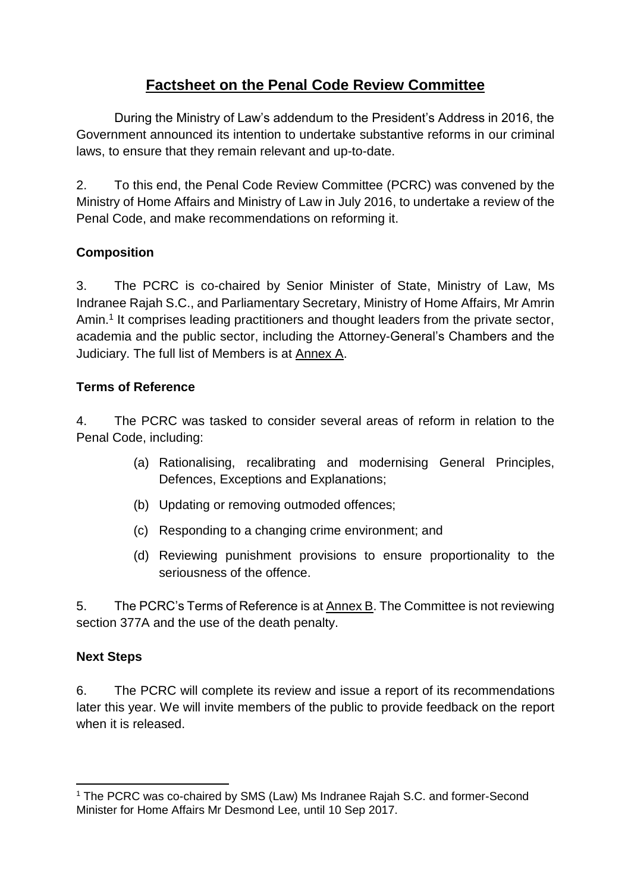# Factsheet on the Penal Code Review Committee

During the Ministry of Law's addendum to the President's Address in 2016, the Government announced its intention to undertake substantive reforms in our criminal laws, to ensure that they remain relevant and up-to-date.

2. To this end, the Penal Code Review Committee (PCRC) was convened by the Ministry of Home Affairs and Ministry of Law in July 2016, to undertake a review of the Penal Code, and make recommendations on reforming it.

## Composition

3. The PCRC is co-chaired by Senior Minister of State, Ministry of Law, Ms Indranee Rajah S.C., and Parliamentary Secretary, Ministry of Home Affairs, Mr Amrin Amin.[1] It comprises leading practitioners and thought leaders from the private sector, academia and the public sector, including the Attorney-General's Chambers and the Judiciary. The full list of Members is at Annex A.

## Terms of Reference

4. The PCRC was tasked to consider several areas of reform in relation to the Penal Code, including:

(a) Rationalising, recalibrating and modernising General Principles, Defences, Exceptions and Explanations;

(b) Updating or removing outmoded offences;

(c) Responding to a changing crime environment; and

(d) Reviewing punishment provisions to ensure proportionality to the seriousness of the offence.

5. The PCRC's Terms of Reference is at Annex B. The Committee is not reviewing section 377A and the use of the death penalty.

## Next Steps

6. The PCRC will complete its review and issue a report of its recommendations later this year. We will invite members of the public to provide feedback on the report when it is released.

---

[1] The PCRC was co-chaired by SMS (Law) Ms Indranee Rajah S.C. and former-Second Minister for Home Affairs Mr Desmond Lee, until 10 Sep 2017.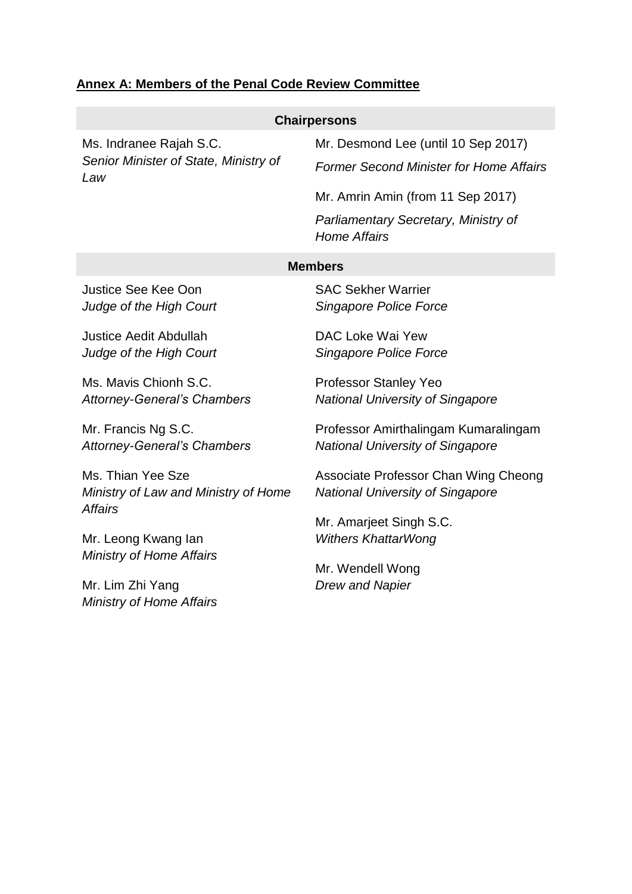**Annex A: Members of the Penal Code Review Committee**

| Chairpersons | |
|---|---|
| Ms. Indranee Rajah S.C.<br>*Senior Minister of State, Ministry of Law* | Mr. Desmond Lee (until 10 Sep 2017)<br>*Former Second Minister for Home Affairs*<br><br>Mr. Amrin Amin (from 11 Sep 2017)<br>*Parliamentary Secretary, Ministry of Home Affairs* |
| **Members** | |
| Justice See Kee Oon<br>*Judge of the High Court* | SAC Sekher Warrier<br>*Singapore Police Force* |
| Justice Aedit Abdullah<br>*Judge of the High Court* | DAC Loke Wai Yew<br>*Singapore Police Force* |
| Ms. Mavis Chionh S.C.<br>*Attorney-General's Chambers* | Professor Stanley Yeo<br>*National University of Singapore* |
| Mr. Francis Ng S.C.<br>*Attorney-General's Chambers* | Professor Amirthalingam Kumaralingam<br>*National University of Singapore* |
| Ms. Thian Yee Sze<br>*Ministry of Law and Ministry of Home Affairs* | Associate Professor Chan Wing Cheong<br>*National University of Singapore* |
| Mr. Leong Kwang Ian<br>*Ministry of Home Affairs* | Mr. Amarjeet Singh S.C.<br>*Withers KhattarWong* |
| Mr. Lim Zhi Yang<br>*Ministry of Home Affairs* | Mr. Wendell Wong<br>*Drew and Napier* |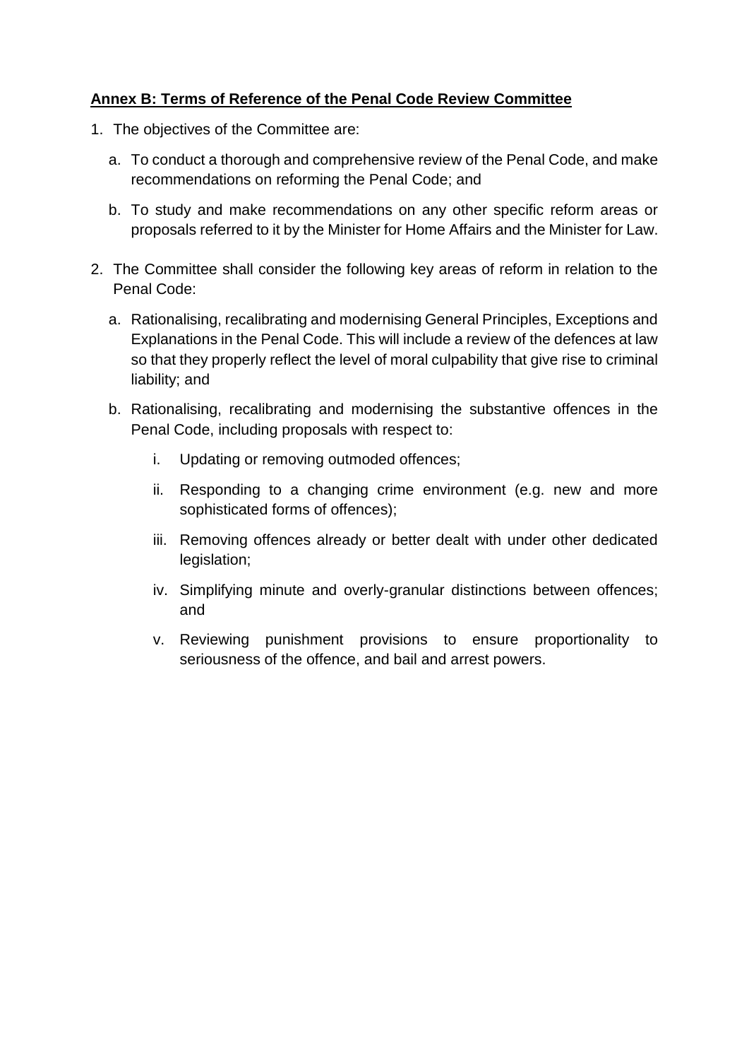**Annex B: Terms of Reference of the Penal Code Review Committee**

1. The objectives of the Committee are:

   a. To conduct a thorough and comprehensive review of the Penal Code, and make recommendations on reforming the Penal Code; and

   b. To study and make recommendations on any other specific reform areas or proposals referred to it by the Minister for Home Affairs and the Minister for Law.

2. The Committee shall consider the following key areas of reform in relation to the Penal Code:

   a. Rationalising, recalibrating and modernising General Principles, Exceptions and Explanations in the Penal Code. This will include a review of the defences at law so that they properly reflect the level of moral culpability that give rise to criminal liability; and

   b. Rationalising, recalibrating and modernising the substantive offences in the Penal Code, including proposals with respect to:

      i. Updating or removing outmoded offences;

      ii. Responding to a changing crime environment (e.g. new and more sophisticated forms of offences);

      iii. Removing offences already or better dealt with under other dedicated legislation;

      iv. Simplifying minute and overly-granular distinctions between offences; and

      v. Reviewing punishment provisions to ensure proportionality to seriousness of the offence, and bail and arrest powers.